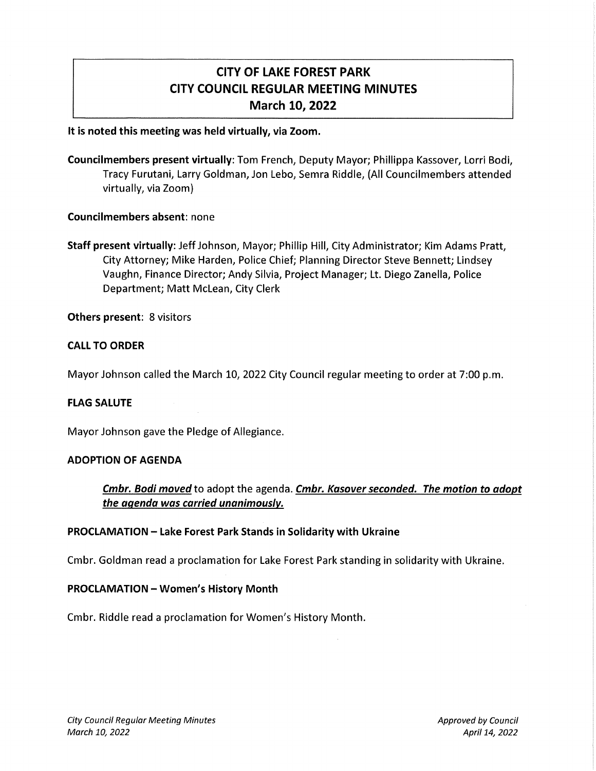# CITY OF LAKE FOREST PARK
# CITY COUNCIL REGULAR MEETING MINUTES
# March 10, 2022

**It is noted this meeting was held virtually, via Zoom.**

**Councilmembers present virtually**: Tom French, Deputy Mayor; Phillippa Kassover, Lorri Bodi, Tracy Furutani, Larry Goldman, Jon Lebo, Semra Riddle, (All Councilmembers attended virtually, via Zoom)

**Councilmembers absent**: none

**Staff present virtually**: Jeff Johnson, Mayor; Phillip Hill, City Administrator; Kim Adams Pratt, City Attorney; Mike Harden, Police Chief; Planning Director Steve Bennett; Lindsey Vaughn, Finance Director; Andy Silvia, Project Manager; Lt. Diego Zanella, Police Department; Matt McLean, City Clerk

**Others present**: 8 visitors

**CALL TO ORDER**

Mayor Johnson called the March 10, 2022 City Council regular meeting to order at 7:00 p.m.

**FLAG SALUTE**

Mayor Johnson gave the Pledge of Allegiance.

**ADOPTION OF AGENDA**

> ***Cmbr. Bodi moved*** to adopt the agenda. ***Cmbr. Kasover seconded. The motion to adopt the agenda was carried unanimously.***

**PROCLAMATION – Lake Forest Park Stands in Solidarity with Ukraine**

Cmbr. Goldman read a proclamation for Lake Forest Park standing in solidarity with Ukraine.

**PROCLAMATION – Women's History Month**

Cmbr. Riddle read a proclamation for Women's History Month.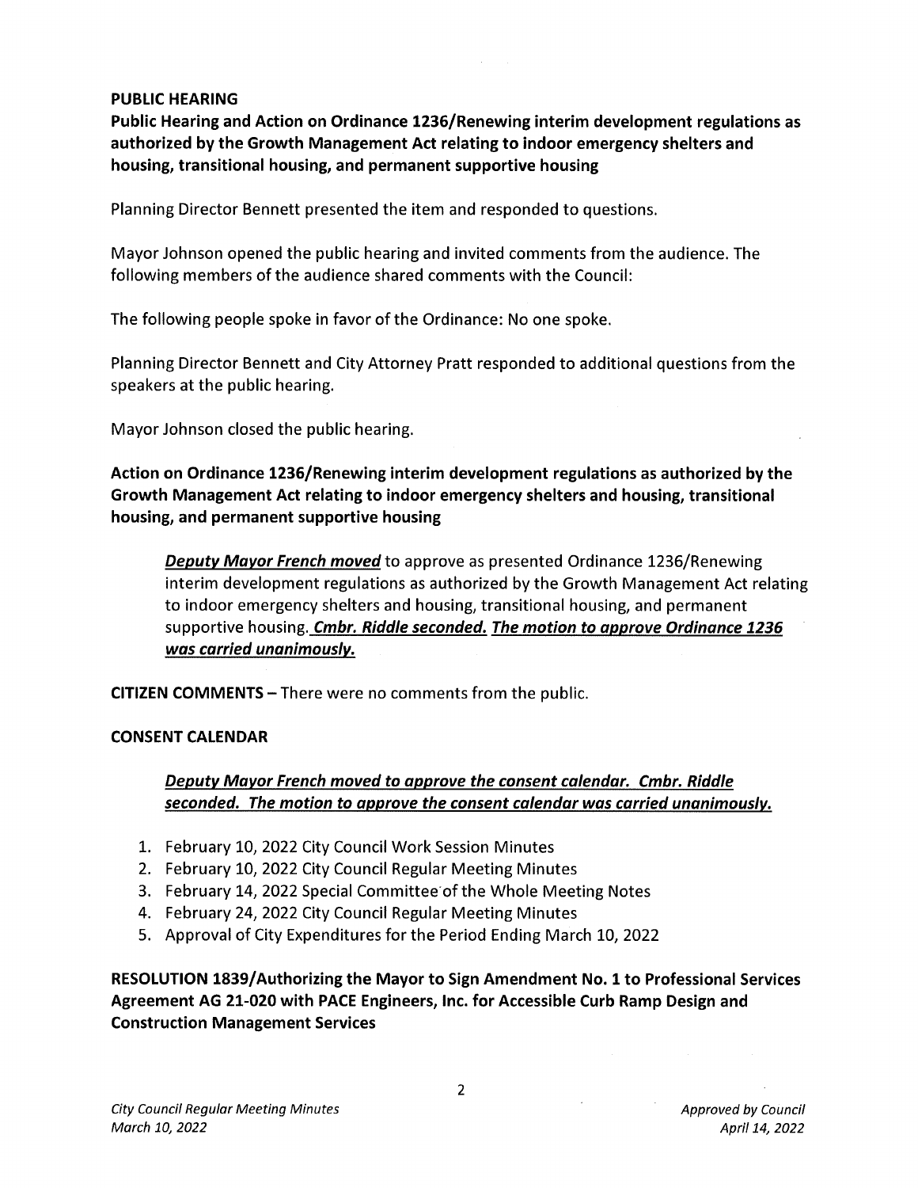**PUBLIC HEARING**

**Public Hearing and Action on Ordinance 1236/Renewing interim development regulations as authorized by the Growth Management Act relating to indoor emergency shelters and housing, transitional housing, and permanent supportive housing**

Planning Director Bennett presented the item and responded to questions.

Mayor Johnson opened the public hearing and invited comments from the audience. The following members of the audience shared comments with the Council:

The following people spoke in favor of the Ordinance: No one spoke.

Planning Director Bennett and City Attorney Pratt responded to additional questions from the speakers at the public hearing.

Mayor Johnson closed the public hearing.

**Action on Ordinance 1236/Renewing interim development regulations as authorized by the Growth Management Act relating to indoor emergency shelters and housing, transitional housing, and permanent supportive housing**

> ***Deputy Mayor French moved*** to approve as presented Ordinance 1236/Renewing interim development regulations as authorized by the Growth Management Act relating to indoor emergency shelters and housing, transitional housing, and permanent supportive housing. ***Cmbr. Riddle seconded. The motion to approve Ordinance 1236 was carried unanimously.***

**CITIZEN COMMENTS** – There were no comments from the public.

**CONSENT CALENDAR**

> ***Deputy Mayor French moved to approve the consent calendar. Cmbr. Riddle seconded. The motion to approve the consent calendar was carried unanimously.***

1. February 10, 2022 City Council Work Session Minutes
2. February 10, 2022 City Council Regular Meeting Minutes
3. February 14, 2022 Special Committee of the Whole Meeting Notes
4. February 24, 2022 City Council Regular Meeting Minutes
5. Approval of City Expenditures for the Period Ending March 10, 2022

**RESOLUTION 1839/Authorizing the Mayor to Sign Amendment No. 1 to Professional Services Agreement AG 21-020 with PACE Engineers, Inc. for Accessible Curb Ramp Design and Construction Management Services**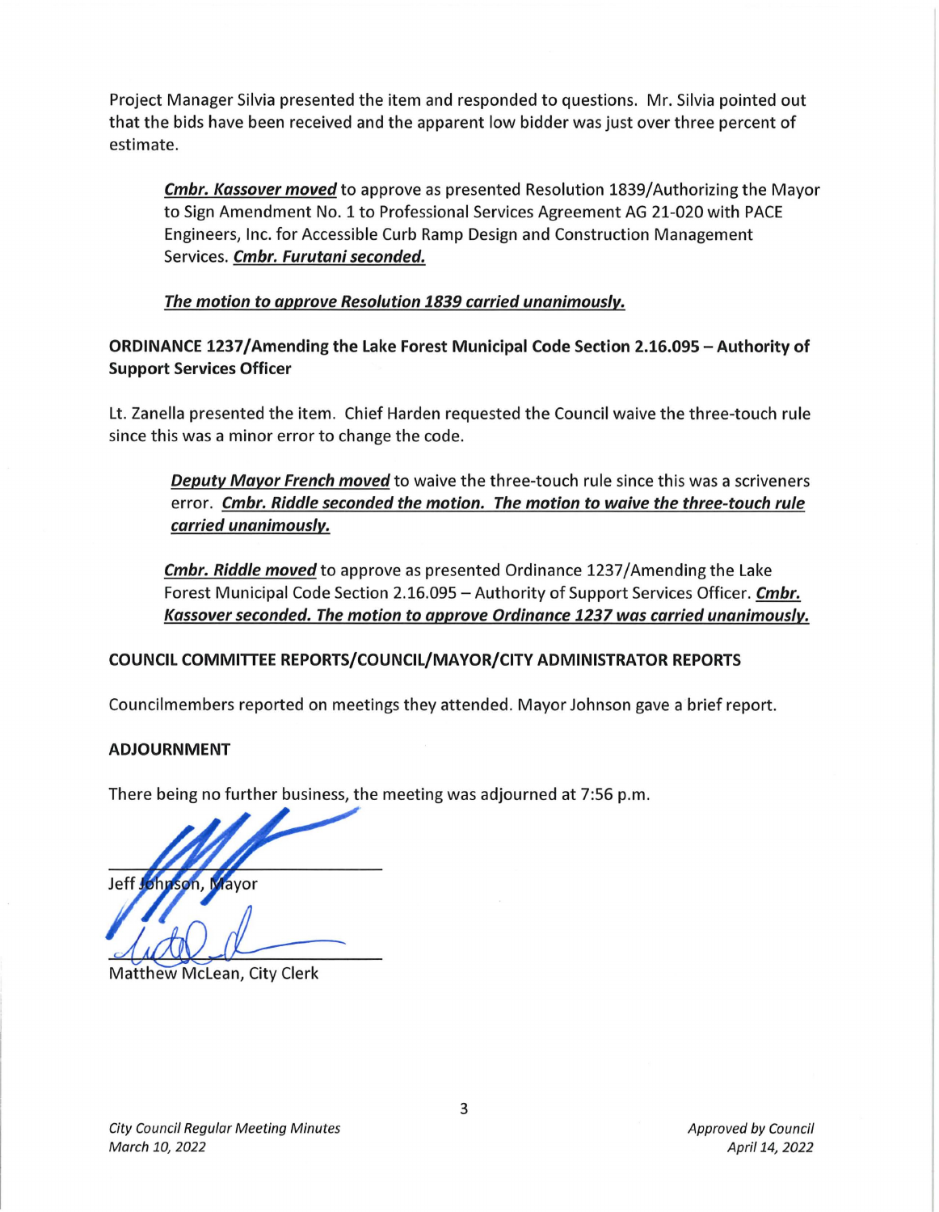Project Manager Silvia presented the item and responded to questions. Mr. Silvia pointed out that the bids have been received and the apparent low bidder was just over three percent of estimate.

> ***Cmbr. Kassover moved*** to approve as presented Resolution 1839/Authorizing the Mayor to Sign Amendment No. 1 to Professional Services Agreement AG 21-020 with PACE Engineers, Inc. for Accessible Curb Ramp Design and Construction Management Services. ***Cmbr. Furutani seconded.***
>
> ***The motion to approve Resolution 1839 carried unanimously.***

**ORDINANCE 1237/Amending the Lake Forest Municipal Code Section 2.16.095 – Authority of Support Services Officer**

Lt. Zanella presented the item. Chief Harden requested the Council waive the three-touch rule since this was a minor error to change the code.

> ***Deputy Mayor French moved*** to waive the three-touch rule since this was a scriveners error. ***Cmbr. Riddle seconded the motion. The motion to waive the three-touch rule carried unanimously.***
>
> ***Cmbr. Riddle moved*** to approve as presented Ordinance 1237/Amending the Lake Forest Municipal Code Section 2.16.095 – Authority of Support Services Officer. ***Cmbr. Kassover seconded. The motion to approve Ordinance 1237 was carried unanimously.***

**COUNCIL COMMITTEE REPORTS/COUNCIL/MAYOR/CITY ADMINISTRATOR REPORTS**

Councilmembers reported on meetings they attended. Mayor Johnson gave a brief report.

**ADJOURNMENT**

There being no further business, the meeting was adjourned at 7:56 p.m.

Jeff Johnson, Mayor

Matthew McLean, City Clerk

*City Council Regular Meeting Minutes*
*March 10, 2022*

*Approved by Council*
*April 14, 2022*